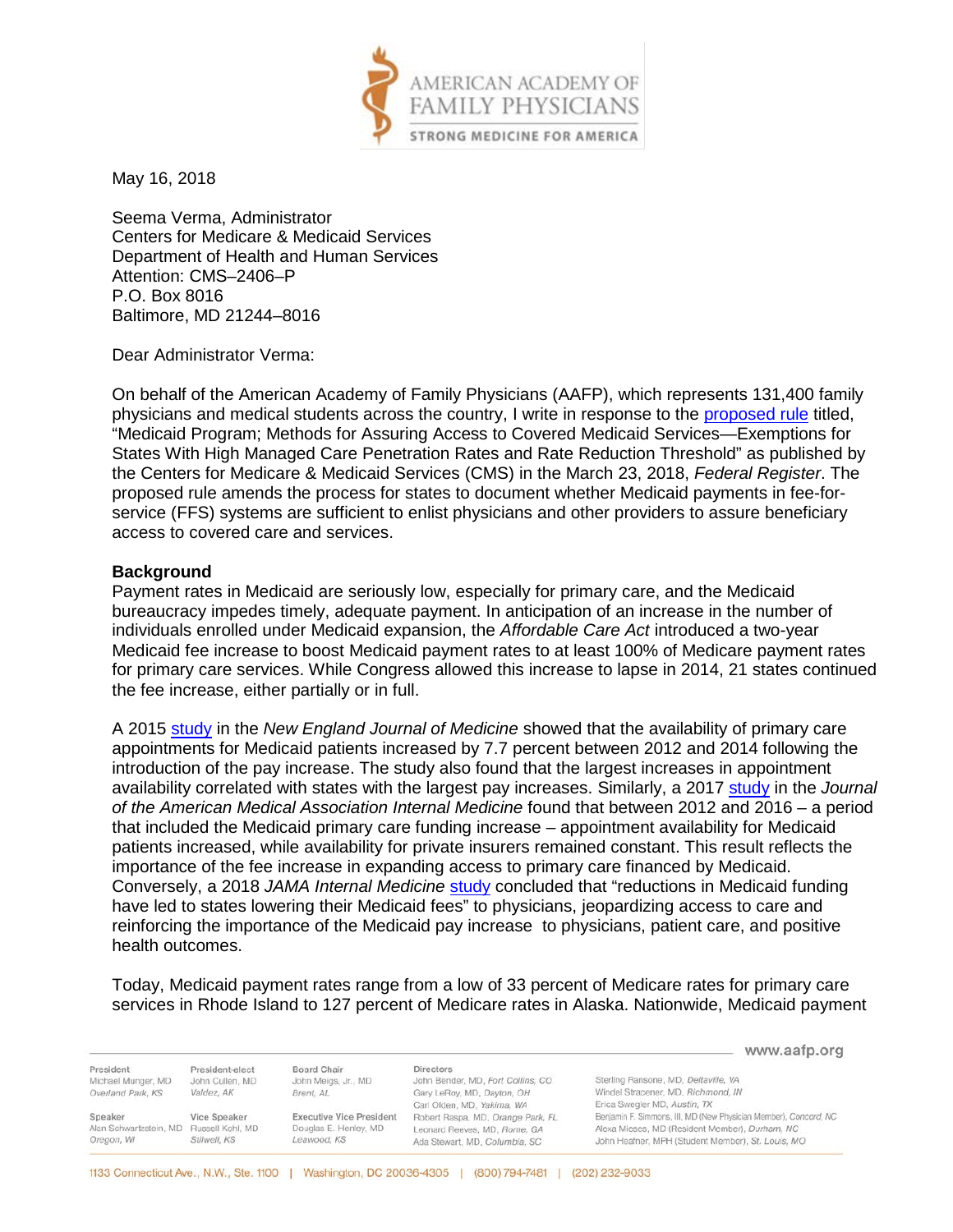May 16, 2018

Seema Verma, Administrator
Centers for Medicare & Medicaid Services
Department of Health and Human Services
Attention: CMS–2406–P
P.O. Box 8016
Baltimore, MD 21244–8016

Dear Administrator Verma:

On behalf of the American Academy of Family Physicians (AAFP), which represents 131,400 family physicians and medical students across the country, I write in response to the proposed rule titled, "Medicaid Program; Methods for Assuring Access to Covered Medicaid Services—Exemptions for States With High Managed Care Penetration Rates and Rate Reduction Threshold" as published by the Centers for Medicare & Medicaid Services (CMS) in the March 23, 2018, *Federal Register*. The proposed rule amends the process for states to document whether Medicaid payments in fee-for-service (FFS) systems are sufficient to enlist physicians and other providers to assure beneficiary access to covered care and services.

**Background**

Payment rates in Medicaid are seriously low, especially for primary care, and the Medicaid bureaucracy impedes timely, adequate payment. In anticipation of an increase in the number of individuals enrolled under Medicaid expansion, the *Affordable Care Act* introduced a two-year Medicaid fee increase to boost Medicaid payment rates to at least 100% of Medicare payment rates for primary care services. While Congress allowed this increase to lapse in 2014, 21 states continued the fee increase, either partially or in full.

A 2015 study in the *New England Journal of Medicine* showed that the availability of primary care appointments for Medicaid patients increased by 7.7 percent between 2012 and 2014 following the introduction of the pay increase. The study also found that the largest increases in appointment availability correlated with states with the largest pay increases. Similarly, a 2017 study in the *Journal of the American Medical Association Internal Medicine* found that between 2012 and 2016 – a period that included the Medicaid primary care funding increase – appointment availability for Medicaid patients increased, while availability for private insurers remained constant. This result reflects the importance of the fee increase in expanding access to primary care financed by Medicaid. Conversely, a 2018 *JAMA Internal Medicine* study concluded that "reductions in Medicaid funding have led to states lowering their Medicaid fees" to physicians, jeopardizing access to care and reinforcing the importance of the Medicaid pay increase to physicians, patient care, and positive health outcomes.

Today, Medicaid payment rates range from a low of 33 percent of Medicare rates for primary care services in Rhode Island to 127 percent of Medicare rates in Alaska. Nationwide, Medicaid payment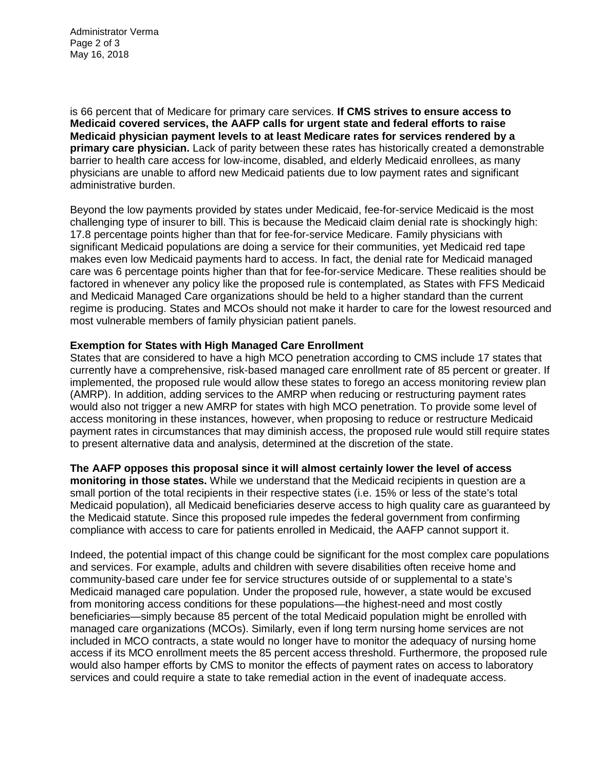is 66 percent that of Medicare for primary care services. **If CMS strives to ensure access to Medicaid covered services, the AAFP calls for urgent state and federal efforts to raise Medicaid physician payment levels to at least Medicare rates for services rendered by a primary care physician.** Lack of parity between these rates has historically created a demonstrable barrier to health care access for low-income, disabled, and elderly Medicaid enrollees, as many physicians are unable to afford new Medicaid patients due to low payment rates and significant administrative burden.

Beyond the low payments provided by states under Medicaid, fee-for-service Medicaid is the most challenging type of insurer to bill. This is because the Medicaid claim denial rate is shockingly high: 17.8 percentage points higher than that for fee-for-service Medicare. Family physicians with significant Medicaid populations are doing a service for their communities, yet Medicaid red tape makes even low Medicaid payments hard to access. In fact, the denial rate for Medicaid managed care was 6 percentage points higher than that for fee-for-service Medicare. These realities should be factored in whenever any policy like the proposed rule is contemplated, as States with FFS Medicaid and Medicaid Managed Care organizations should be held to a higher standard than the current regime is producing. States and MCOs should not make it harder to care for the lowest resourced and most vulnerable members of family physician patient panels.

**Exemption for States with High Managed Care Enrollment**

States that are considered to have a high MCO penetration according to CMS include 17 states that currently have a comprehensive, risk-based managed care enrollment rate of 85 percent or greater. If implemented, the proposed rule would allow these states to forego an access monitoring review plan (AMRP). In addition, adding services to the AMRP when reducing or restructuring payment rates would also not trigger a new AMRP for states with high MCO penetration. To provide some level of access monitoring in these instances, however, when proposing to reduce or restructure Medicaid payment rates in circumstances that may diminish access, the proposed rule would still require states to present alternative data and analysis, determined at the discretion of the state.

**The AAFP opposes this proposal since it will almost certainly lower the level of access monitoring in those states.** While we understand that the Medicaid recipients in question are a small portion of the total recipients in their respective states (i.e. 15% or less of the state's total Medicaid population), all Medicaid beneficiaries deserve access to high quality care as guaranteed by the Medicaid statute. Since this proposed rule impedes the federal government from confirming compliance with access to care for patients enrolled in Medicaid, the AAFP cannot support it.

Indeed, the potential impact of this change could be significant for the most complex care populations and services. For example, adults and children with severe disabilities often receive home and community-based care under fee for service structures outside of or supplemental to a state's Medicaid managed care population. Under the proposed rule, however, a state would be excused from monitoring access conditions for these populations—the highest-need and most costly beneficiaries—simply because 85 percent of the total Medicaid population might be enrolled with managed care organizations (MCOs). Similarly, even if long term nursing home services are not included in MCO contracts, a state would no longer have to monitor the adequacy of nursing home access if its MCO enrollment meets the 85 percent access threshold. Furthermore, the proposed rule would also hamper efforts by CMS to monitor the effects of payment rates on access to laboratory services and could require a state to take remedial action in the event of inadequate access.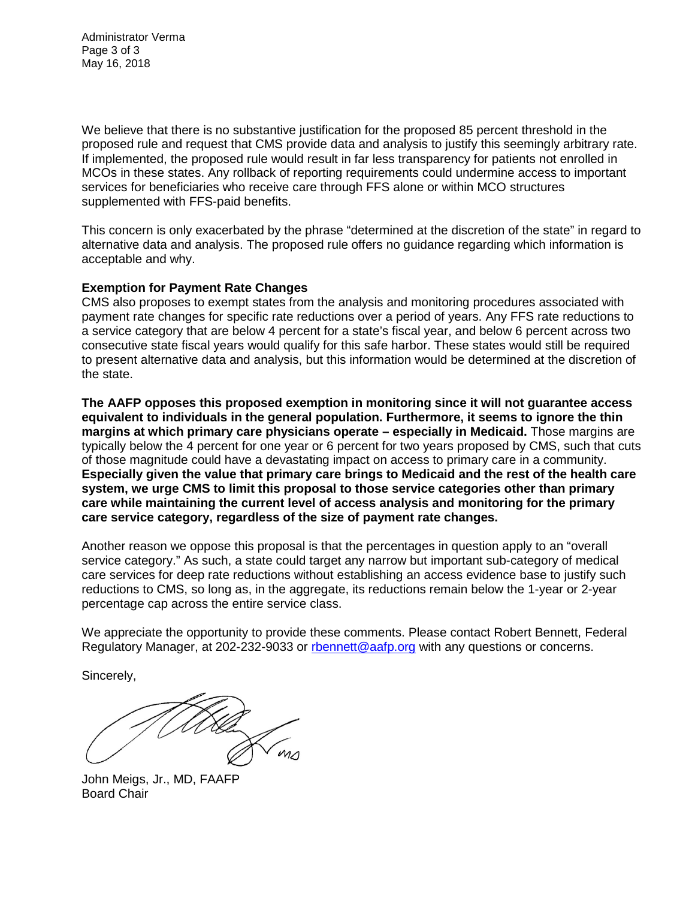We believe that there is no substantive justification for the proposed 85 percent threshold in the proposed rule and request that CMS provide data and analysis to justify this seemingly arbitrary rate. If implemented, the proposed rule would result in far less transparency for patients not enrolled in MCOs in these states. Any rollback of reporting requirements could undermine access to important services for beneficiaries who receive care through FFS alone or within MCO structures supplemented with FFS-paid benefits.

This concern is only exacerbated by the phrase "determined at the discretion of the state" in regard to alternative data and analysis. The proposed rule offers no guidance regarding which information is acceptable and why.

**Exemption for Payment Rate Changes**

CMS also proposes to exempt states from the analysis and monitoring procedures associated with payment rate changes for specific rate reductions over a period of years. Any FFS rate reductions to a service category that are below 4 percent for a state's fiscal year, and below 6 percent across two consecutive state fiscal years would qualify for this safe harbor. These states would still be required to present alternative data and analysis, but this information would be determined at the discretion of the state.

**The AAFP opposes this proposed exemption in monitoring since it will not guarantee access equivalent to individuals in the general population. Furthermore, it seems to ignore the thin margins at which primary care physicians operate – especially in Medicaid.** Those margins are typically below the 4 percent for one year or 6 percent for two years proposed by CMS, such that cuts of those magnitude could have a devastating impact on access to primary care in a community. **Especially given the value that primary care brings to Medicaid and the rest of the health care system, we urge CMS to limit this proposal to those service categories other than primary care while maintaining the current level of access analysis and monitoring for the primary care service category, regardless of the size of payment rate changes.**

Another reason we oppose this proposal is that the percentages in question apply to an "overall service category." As such, a state could target any narrow but important sub-category of medical care services for deep rate reductions without establishing an access evidence base to justify such reductions to CMS, so long as, in the aggregate, its reductions remain below the 1-year or 2-year percentage cap across the entire service class.

We appreciate the opportunity to provide these comments. Please contact Robert Bennett, Federal Regulatory Manager, at 202-232-9033 or rbennett@aafp.org with any questions or concerns.

Sincerely,

John Meigs, Jr., MD, FAAFP
Board Chair